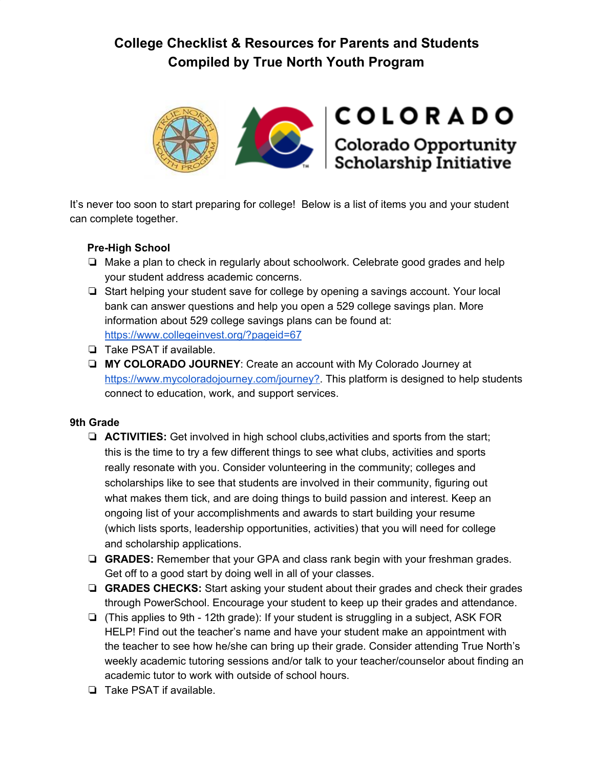# College Checklist & Resources for Parents and Students
# Compiled by True North Youth Program

It's never too soon to start preparing for college! Below is a list of items you and your student can complete together.

### Pre-High School

- ❏ Make a plan to check in regularly about schoolwork. Celebrate good grades and help your student address academic concerns.
- ❏ Start helping your student save for college by opening a savings account. Your local bank can answer questions and help you open a 529 college savings plan. More information about 529 college savings plans can be found at: https://www.collegeinvest.org/?pageid=67
- ❏ Take PSAT if available.
- ❏ **MY COLORADO JOURNEY**: Create an account with My Colorado Journey at https://www.mycoloradojourney.com/journey?. This platform is designed to help students connect to education, work, and support services.

### 9th Grade

- ❏ **ACTIVITIES:** Get involved in high school clubs,activities and sports from the start; this is the time to try a few different things to see what clubs, activities and sports really resonate with you. Consider volunteering in the community; colleges and scholarships like to see that students are involved in their community, figuring out what makes them tick, and are doing things to build passion and interest. Keep an ongoing list of your accomplishments and awards to start building your resume (which lists sports, leadership opportunities, activities) that you will need for college and scholarship applications.
- ❏ **GRADES:** Remember that your GPA and class rank begin with your freshman grades. Get off to a good start by doing well in all of your classes.
- ❏ **GRADES CHECKS:** Start asking your student about their grades and check their grades through PowerSchool. Encourage your student to keep up their grades and attendance.
- ❏ (This applies to 9th - 12th grade): If your student is struggling in a subject, ASK FOR HELP! Find out the teacher's name and have your student make an appointment with the teacher to see how he/she can bring up their grade. Consider attending True North's weekly academic tutoring sessions and/or talk to your teacher/counselor about finding an academic tutor to work with outside of school hours.
- ❏ Take PSAT if available.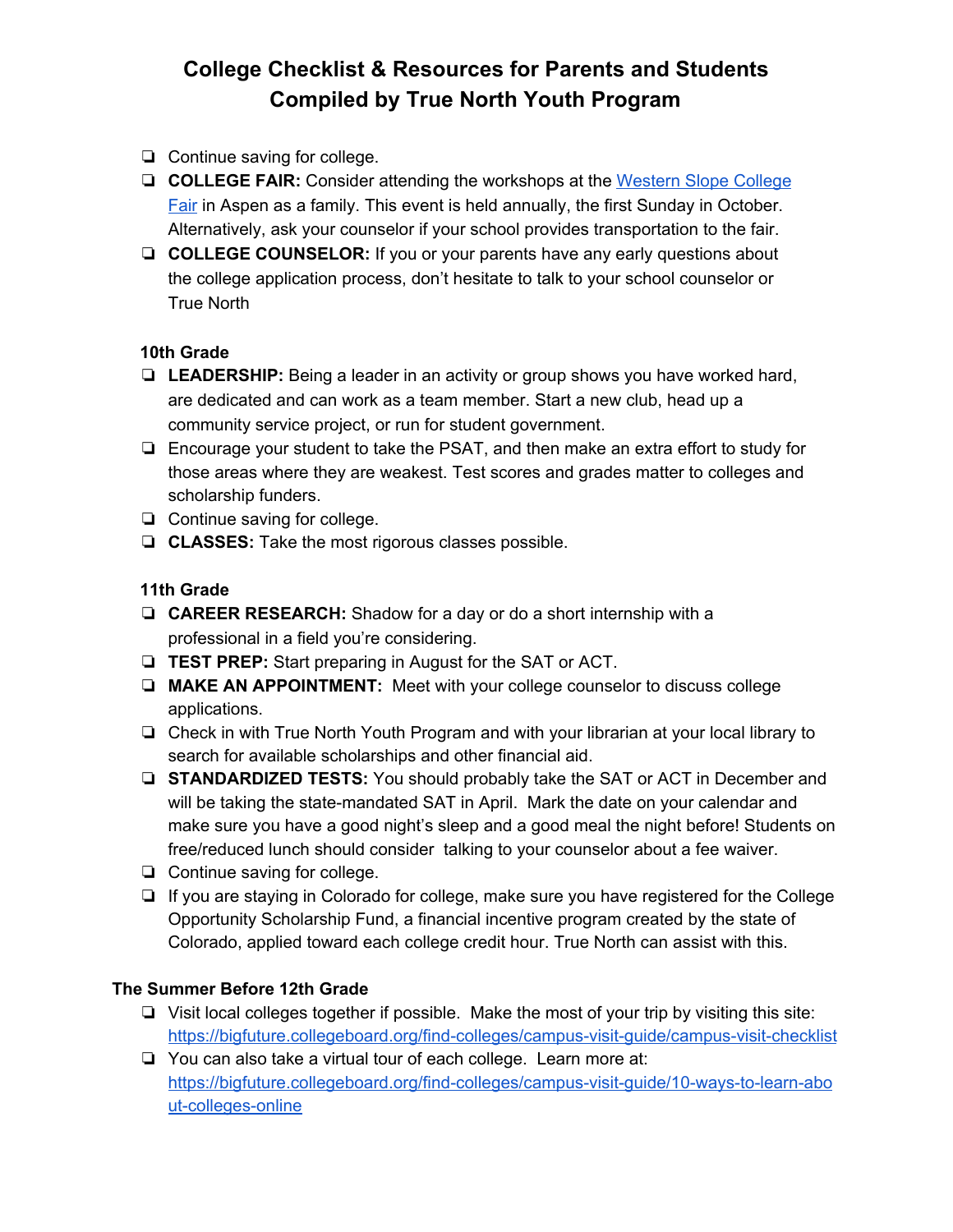# College Checklist & Resources for Parents and Students
# Compiled by True North Youth Program

- [ ] Continue saving for college.
- [ ] **COLLEGE FAIR:** Consider attending the workshops at the [Western Slope College Fair]() in Aspen as a family. This event is held annually, the first Sunday in October. Alternatively, ask your counselor if your school provides transportation to the fair.
- [ ] **COLLEGE COUNSELOR:** If you or your parents have any early questions about the college application process, don't hesitate to talk to your school counselor or True North

### 10th Grade

- [ ] **LEADERSHIP:** Being a leader in an activity or group shows you have worked hard, are dedicated and can work as a team member. Start a new club, head up a community service project, or run for student government.
- [ ] Encourage your student to take the PSAT, and then make an extra effort to study for those areas where they are weakest. Test scores and grades matter to colleges and scholarship funders.
- [ ] Continue saving for college.
- [ ] **CLASSES:** Take the most rigorous classes possible.

### 11th Grade

- [ ] **CAREER RESEARCH:** Shadow for a day or do a short internship with a professional in a field you're considering.
- [ ] **TEST PREP:** Start preparing in August for the SAT or ACT.
- [ ] **MAKE AN APPOINTMENT:** Meet with your college counselor to discuss college applications.
- [ ] Check in with True North Youth Program and with your librarian at your local library to search for available scholarships and other financial aid.
- [ ] **STANDARDIZED TESTS:** You should probably take the SAT or ACT in December and will be taking the state-mandated SAT in April. Mark the date on your calendar and make sure you have a good night's sleep and a good meal the night before! Students on free/reduced lunch should consider talking to your counselor about a fee waiver.
- [ ] Continue saving for college.
- [ ] If you are staying in Colorado for college, make sure you have registered for the College Opportunity Scholarship Fund, a financial incentive program created by the state of Colorado, applied toward each college credit hour. True North can assist with this.

### The Summer Before 12th Grade

- [ ] Visit local colleges together if possible. Make the most of your trip by visiting this site: https://bigfuture.collegeboard.org/find-colleges/campus-visit-guide/campus-visit-checklist
- [ ] You can also take a virtual tour of each college. Learn more at: https://bigfuture.collegeboard.org/find-colleges/campus-visit-guide/10-ways-to-learn-about-colleges-online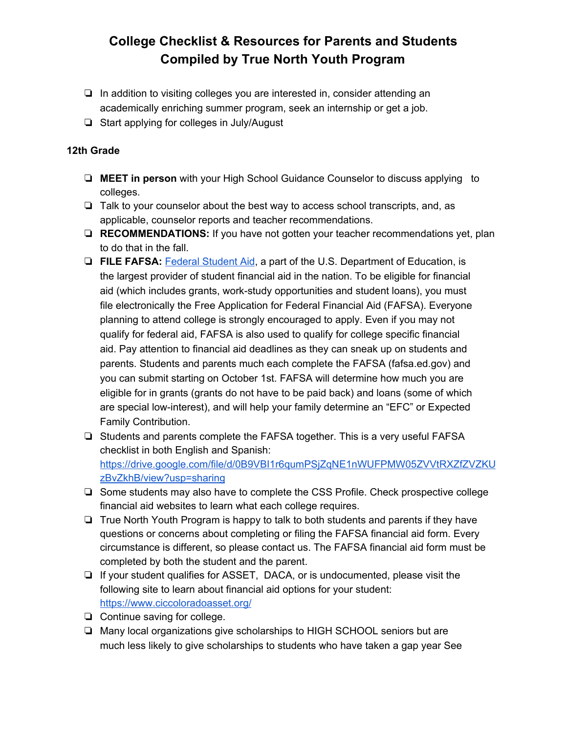# College Checklist & Resources for Parents and Students
# Compiled by True North Youth Program

- ❑ In addition to visiting colleges you are interested in, consider attending an academically enriching summer program, seek an internship or get a job.
- ❑ Start applying for colleges in July/August

**12th Grade**

- ❑ **MEET in person** with your High School Guidance Counselor to discuss applying to colleges.
- ❑ Talk to your counselor about the best way to access school transcripts, and, as applicable, counselor reports and teacher recommendations.
- ❑ **RECOMMENDATIONS:** If you have not gotten your teacher recommendations yet, plan to do that in the fall.
- ❑ **FILE FAFSA:** [Federal Student Aid](), a part of the U.S. Department of Education, is the largest provider of student financial aid in the nation. To be eligible for financial aid (which includes grants, work-study opportunities and student loans), you must file electronically the Free Application for Federal Financial Aid (FAFSA). Everyone planning to attend college is strongly encouraged to apply. Even if you may not qualify for federal aid, FAFSA is also used to qualify for college specific financial aid. Pay attention to financial aid deadlines as they can sneak up on students and parents. Students and parents much each complete the FAFSA (fafsa.ed.gov) and you can submit starting on October 1st. FAFSA will determine how much you are eligible for in grants (grants do not have to be paid back) and loans (some of which are special low-interest), and will help your family determine an "EFC" or Expected Family Contribution.
- ❑ Students and parents complete the FAFSA together. This is a very useful FAFSA checklist in both English and Spanish: https://drive.google.com/file/d/0B9VBl1r6qumPSjZqNE1nWUFPMW05ZVVtRXZfZVZKUzBvZkhB/view?usp=sharing
- ❑ Some students may also have to complete the CSS Profile. Check prospective college financial aid websites to learn what each college requires.
- ❑ True North Youth Program is happy to talk to both students and parents if they have questions or concerns about completing or filing the FAFSA financial aid form. Every circumstance is different, so please contact us. The FAFSA financial aid form must be completed by both the student and the parent.
- ❑ If your student qualifies for ASSET, DACA, or is undocumented, please visit the following site to learn about financial aid options for your student: https://www.ciccoloradoasset.org/
- ❑ Continue saving for college.
- ❑ Many local organizations give scholarships to HIGH SCHOOL seniors but are much less likely to give scholarships to students who have taken a gap year See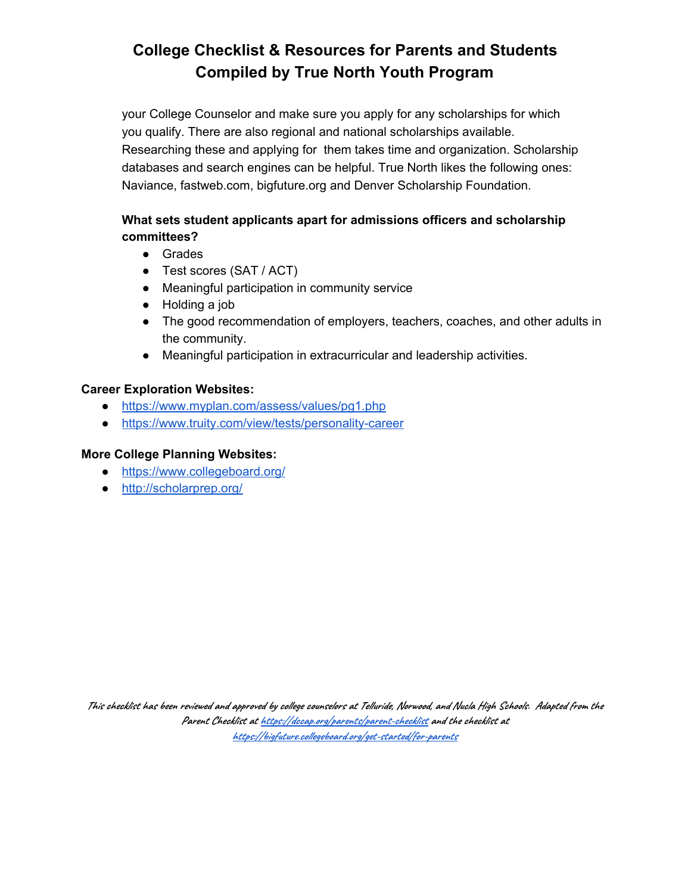your College Counselor and make sure you apply for any scholarships for which you qualify. There are also regional and national scholarships available. Researching these and applying for them takes time and organization. Scholarship databases and search engines can be helpful. True North likes the following ones: Naviance, fastweb.com, bigfuture.org and Denver Scholarship Foundation.

**What sets student applicants apart for admissions officers and scholarship committees?**

- Grades
- Test scores (SAT / ACT)
- Meaningful participation in community service
- Holding a job
- The good recommendation of employers, teachers, coaches, and other adults in the community.
- Meaningful participation in extracurricular and leadership activities.

**Career Exploration Websites:**

- https://www.myplan.com/assess/values/pg1.php
- https://www.truity.com/view/tests/personality-career

**More College Planning Websites:**

- https://www.collegeboard.org/
- http://scholarprep.org/

*This checklist has been reviewed and approved by college counselors at Telluride, Norwood, and Nucla High Schools. Adapted from the Parent Checklist at https://dccap.org/parents/parent-checklist and the checklist at https://bigfuture.collegeboard.org/get-started/for-parents*